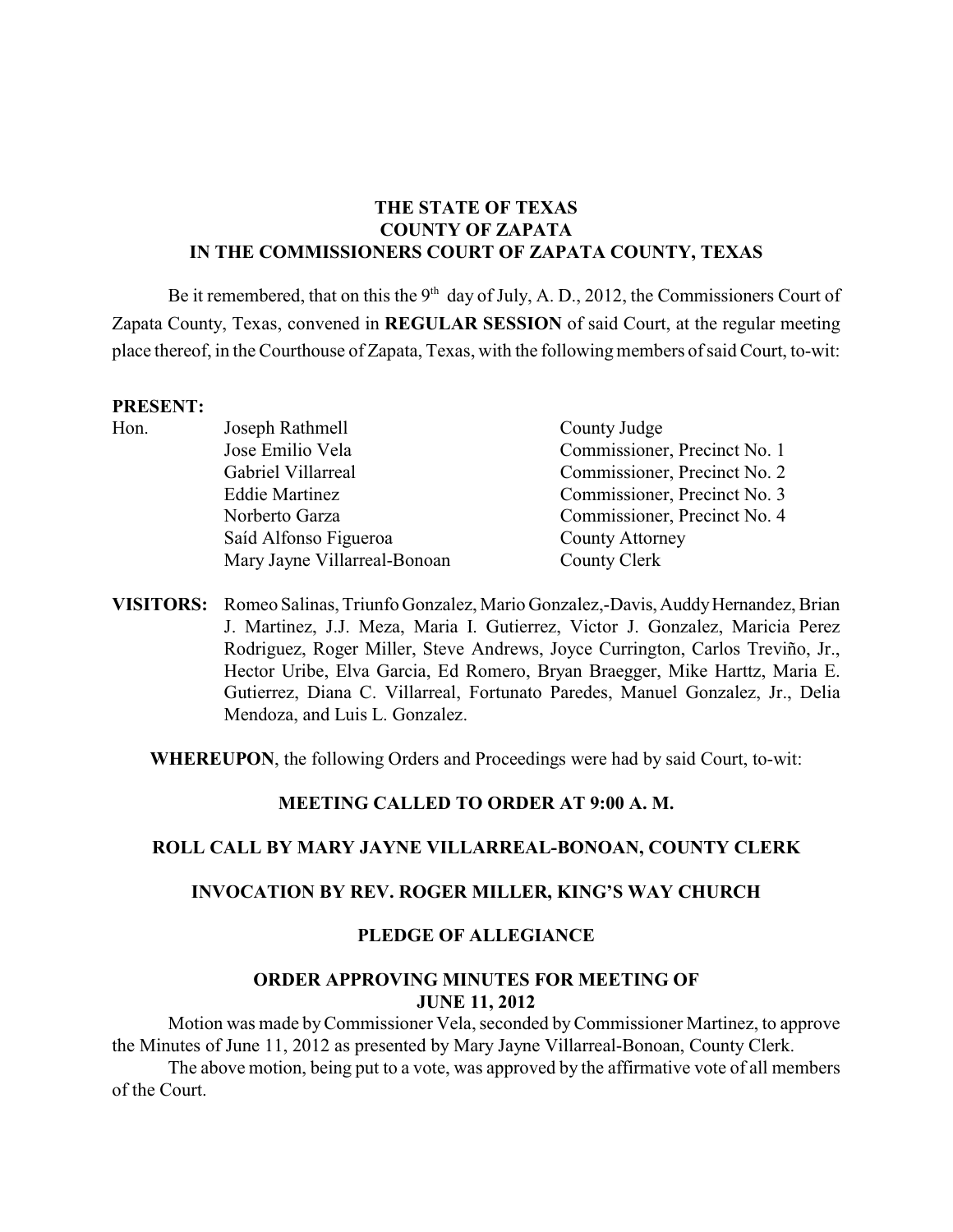**THE STATE OF TEXAS**
**COUNTY OF ZAPATA**
**IN THE COMMISSIONERS COURT OF ZAPATA COUNTY, TEXAS**

Be it remembered, that on this the 9th day of July, A. D., 2012, the Commissioners Court of Zapata County, Texas, convened in **REGULAR SESSION** of said Court, at the regular meeting place thereof, in the Courthouse of Zapata, Texas, with the following members of said Court, to-wit:

**PRESENT:**

| | | |
|---|---|---|
| Hon. | Joseph Rathmell | County Judge |
| | Jose Emilio Vela | Commissioner, Precinct No. 1 |
| | Gabriel Villarreal | Commissioner, Precinct No. 2 |
| | Eddie Martinez | Commissioner, Precinct No. 3 |
| | Norberto Garza | Commissioner, Precinct No. 4 |
| | Saíd Alfonso Figueroa | County Attorney |
| | Mary Jayne Villarreal-Bonoan | County Clerk |

**VISITORS:** Romeo Salinas, Triunfo Gonzalez, Mario Gonzalez,-Davis, Auddy Hernandez, Brian J. Martinez, J.J. Meza, Maria I. Gutierrez, Victor J. Gonzalez, Maricia Perez Rodriguez, Roger Miller, Steve Andrews, Joyce Currington, Carlos Treviño, Jr., Hector Uribe, Elva Garcia, Ed Romero, Bryan Braegger, Mike Harttz, Maria E. Gutierrez, Diana C. Villarreal, Fortunato Paredes, Manuel Gonzalez, Jr., Delia Mendoza, and Luis L. Gonzalez.

**WHEREUPON**, the following Orders and Proceedings were had by said Court, to-wit:

**MEETING CALLED TO ORDER AT 9:00 A. M.**

**ROLL CALL BY MARY JAYNE VILLARREAL-BONOAN, COUNTY CLERK**

**INVOCATION BY REV. ROGER MILLER, KING'S WAY CHURCH**

**PLEDGE OF ALLEGIANCE**

**ORDER APPROVING MINUTES FOR MEETING OF JUNE 11, 2012**

Motion was made by Commissioner Vela, seconded by Commissioner Martinez, to approve the Minutes of June 11, 2012 as presented by Mary Jayne Villarreal-Bonoan, County Clerk.

The above motion, being put to a vote, was approved by the affirmative vote of all members of the Court.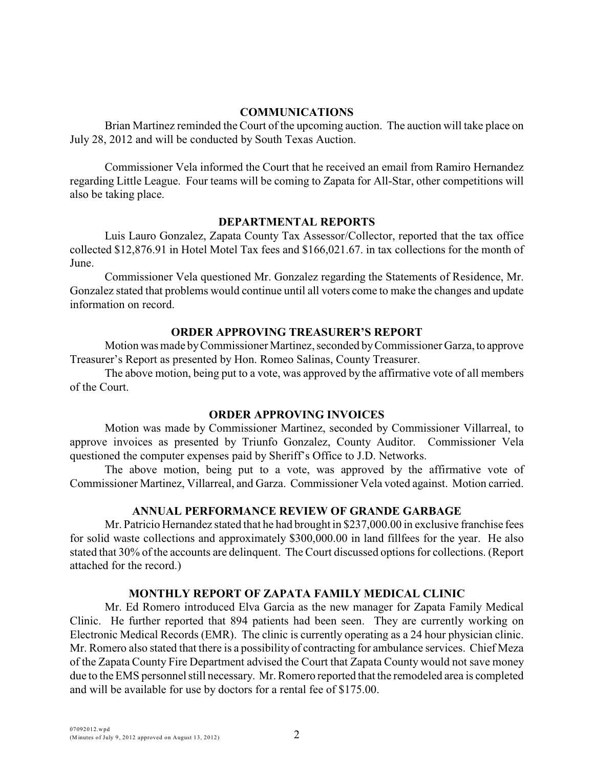## COMMUNICATIONS

Brian Martinez reminded the Court of the upcoming auction. The auction will take place on July 28, 2012 and will be conducted by South Texas Auction.

Commissioner Vela informed the Court that he received an email from Ramiro Hernandez regarding Little League. Four teams will be coming to Zapata for All-Star, other competitions will also be taking place.

## DEPARTMENTAL REPORTS

Luis Lauro Gonzalez, Zapata County Tax Assessor/Collector, reported that the tax office collected $12,876.91 in Hotel Motel Tax fees and $166,021.67. in tax collections for the month of June.

Commissioner Vela questioned Mr. Gonzalez regarding the Statements of Residence, Mr. Gonzalez stated that problems would continue until all voters come to make the changes and update information on record.

## ORDER APPROVING TREASURER'S REPORT

Motion was made by Commissioner Martinez, seconded by Commissioner Garza, to approve Treasurer's Report as presented by Hon. Romeo Salinas, County Treasurer.

The above motion, being put to a vote, was approved by the affirmative vote of all members of the Court.

## ORDER APPROVING INVOICES

Motion was made by Commissioner Martinez, seconded by Commissioner Villarreal, to approve invoices as presented by Triunfo Gonzalez, County Auditor. Commissioner Vela questioned the computer expenses paid by Sheriff's Office to J.D. Networks.

The above motion, being put to a vote, was approved by the affirmative vote of Commissioner Martinez, Villarreal, and Garza. Commissioner Vela voted against. Motion carried.

## ANNUAL PERFORMANCE REVIEW OF GRANDE GARBAGE

Mr. Patricio Hernandez stated that he had brought in $237,000.00 in exclusive franchise fees for solid waste collections and approximately $300,000.00 in land fillfees for the year. He also stated that 30% of the accounts are delinquent. The Court discussed options for collections. (Report attached for the record.)

## MONTHLY REPORT OF ZAPATA FAMILY MEDICAL CLINIC

Mr. Ed Romero introduced Elva Garcia as the new manager for Zapata Family Medical Clinic. He further reported that 894 patients had been seen. They are currently working on Electronic Medical Records (EMR). The clinic is currently operating as a 24 hour physician clinic. Mr. Romero also stated that there is a possibility of contracting for ambulance services. Chief Meza of the Zapata County Fire Department advised the Court that Zapata County would not save money due to the EMS personnel still necessary. Mr. Romero reported that the remodeled area is completed and will be available for use by doctors for a rental fee of $175.00.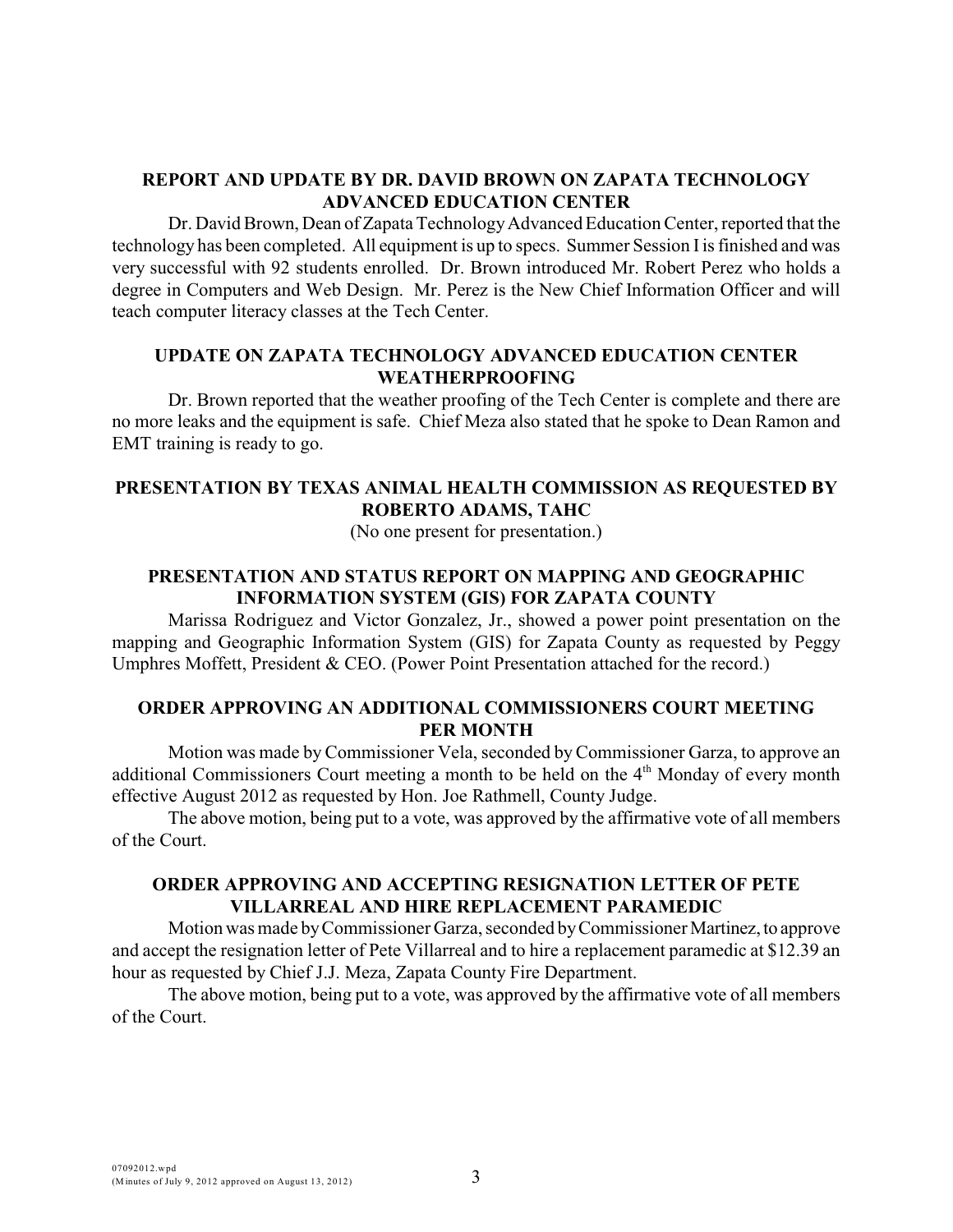## REPORT AND UPDATE BY DR. DAVID BROWN ON ZAPATA TECHNOLOGY ADVANCED EDUCATION CENTER

Dr. David Brown, Dean of Zapata Technology Advanced Education Center, reported that the technology has been completed. All equipment is up to specs. Summer Session I is finished and was very successful with 92 students enrolled. Dr. Brown introduced Mr. Robert Perez who holds a degree in Computers and Web Design. Mr. Perez is the New Chief Information Officer and will teach computer literacy classes at the Tech Center.

## UPDATE ON ZAPATA TECHNOLOGY ADVANCED EDUCATION CENTER WEATHERPROOFING

Dr. Brown reported that the weather proofing of the Tech Center is complete and there are no more leaks and the equipment is safe. Chief Meza also stated that he spoke to Dean Ramon and EMT training is ready to go.

## PRESENTATION BY TEXAS ANIMAL HEALTH COMMISSION AS REQUESTED BY ROBERTO ADAMS, TAHC

(No one present for presentation.)

## PRESENTATION AND STATUS REPORT ON MAPPING AND GEOGRAPHIC INFORMATION SYSTEM (GIS) FOR ZAPATA COUNTY

Marissa Rodriguez and Victor Gonzalez, Jr., showed a power point presentation on the mapping and Geographic Information System (GIS) for Zapata County as requested by Peggy Umphres Moffett, President & CEO. (Power Point Presentation attached for the record.)

## ORDER APPROVING AN ADDITIONAL COMMISSIONERS COURT MEETING PER MONTH

Motion was made by Commissioner Vela, seconded by Commissioner Garza, to approve an additional Commissioners Court meeting a month to be held on the 4th Monday of every month effective August 2012 as requested by Hon. Joe Rathmell, County Judge.

The above motion, being put to a vote, was approved by the affirmative vote of all members of the Court.

## ORDER APPROVING AND ACCEPTING RESIGNATION LETTER OF PETE VILLARREAL AND HIRE REPLACEMENT PARAMEDIC

Motion was made by Commissioner Garza, seconded by Commissioner Martinez, to approve and accept the resignation letter of Pete Villarreal and to hire a replacement paramedic at $12.39 an hour as requested by Chief J.J. Meza, Zapata County Fire Department.

The above motion, being put to a vote, was approved by the affirmative vote of all members of the Court.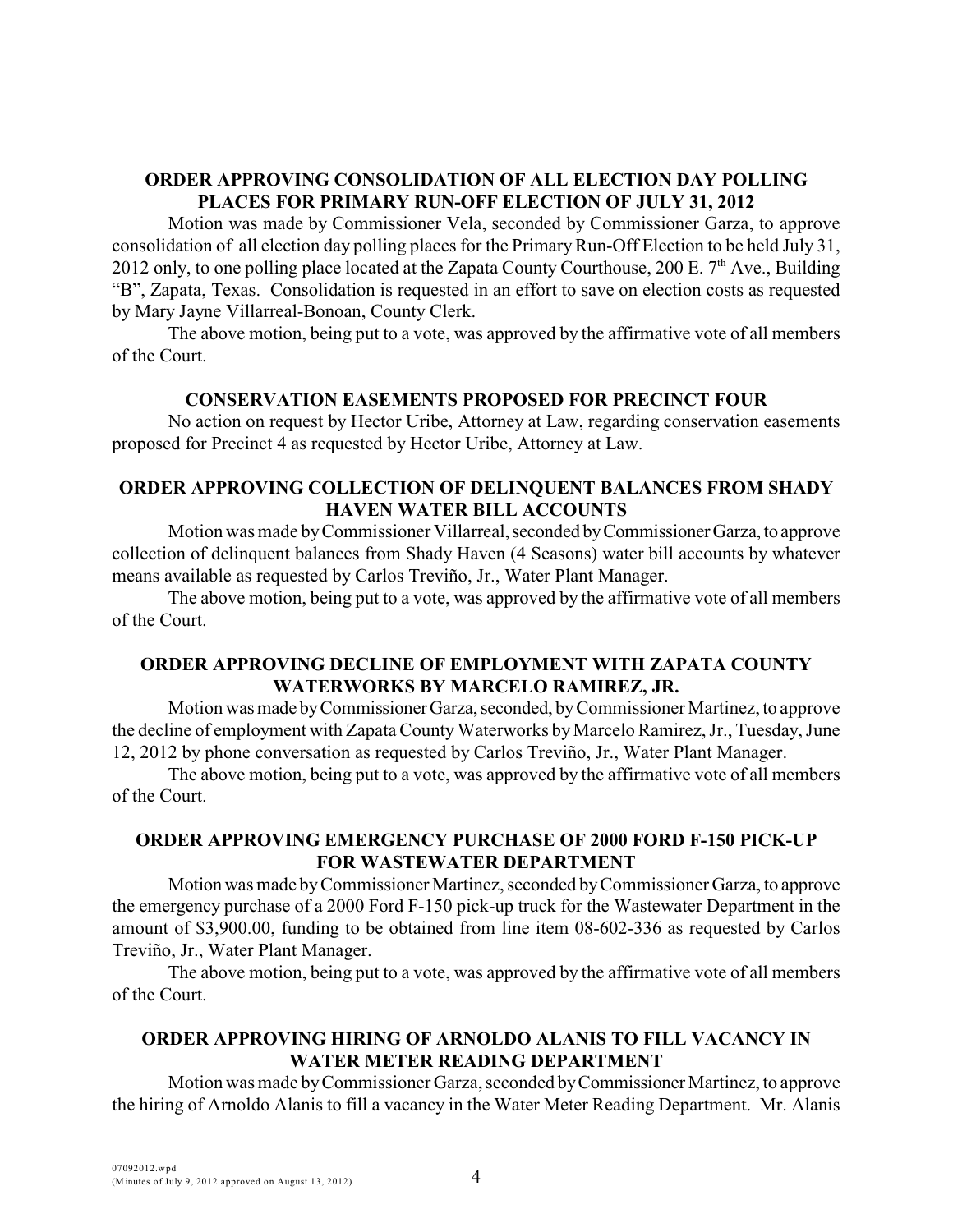### ORDER APPROVING CONSOLIDATION OF ALL ELECTION DAY POLLING PLACES FOR PRIMARY RUN-OFF ELECTION OF JULY 31, 2012

Motion was made by Commissioner Vela, seconded by Commissioner Garza, to approve consolidation of all election day polling places for the Primary Run-Off Election to be held July 31, 2012 only, to one polling place located at the Zapata County Courthouse, 200 E. 7th Ave., Building "B", Zapata, Texas. Consolidation is requested in an effort to save on election costs as requested by Mary Jayne Villarreal-Bonoan, County Clerk.

The above motion, being put to a vote, was approved by the affirmative vote of all members of the Court.

### CONSERVATION EASEMENTS PROPOSED FOR PRECINCT FOUR

No action on request by Hector Uribe, Attorney at Law, regarding conservation easements proposed for Precinct 4 as requested by Hector Uribe, Attorney at Law.

### ORDER APPROVING COLLECTION OF DELINQUENT BALANCES FROM SHADY HAVEN WATER BILL ACCOUNTS

Motion was made by Commissioner Villarreal, seconded by Commissioner Garza, to approve collection of delinquent balances from Shady Haven (4 Seasons) water bill accounts by whatever means available as requested by Carlos Treviño, Jr., Water Plant Manager.

The above motion, being put to a vote, was approved by the affirmative vote of all members of the Court.

### ORDER APPROVING DECLINE OF EMPLOYMENT WITH ZAPATA COUNTY WATERWORKS BY MARCELO RAMIREZ, JR.

Motion was made by Commissioner Garza, seconded, by Commissioner Martinez, to approve the decline of employment with Zapata County Waterworks by Marcelo Ramirez, Jr., Tuesday, June 12, 2012 by phone conversation as requested by Carlos Treviño, Jr., Water Plant Manager.

The above motion, being put to a vote, was approved by the affirmative vote of all members of the Court.

### ORDER APPROVING EMERGENCY PURCHASE OF 2000 FORD F-150 PICK-UP FOR WASTEWATER DEPARTMENT

Motion was made by Commissioner Martinez, seconded by Commissioner Garza, to approve the emergency purchase of a 2000 Ford F-150 pick-up truck for the Wastewater Department in the amount of $3,900.00, funding to be obtained from line item 08-602-336 as requested by Carlos Treviño, Jr., Water Plant Manager.

The above motion, being put to a vote, was approved by the affirmative vote of all members of the Court.

### ORDER APPROVING HIRING OF ARNOLDO ALANIS TO FILL VACANCY IN WATER METER READING DEPARTMENT

Motion was made by Commissioner Garza, seconded by Commissioner Martinez, to approve the hiring of Arnoldo Alanis to fill a vacancy in the Water Meter Reading Department. Mr. Alanis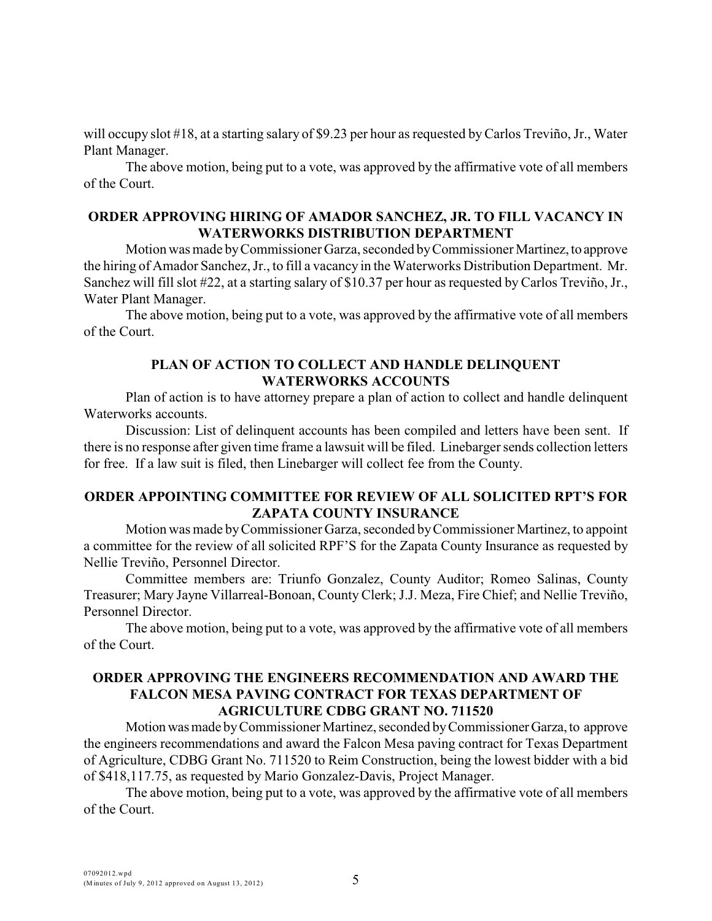will occupy slot #18, at a starting salary of $9.23 per hour as requested by Carlos Treviño, Jr., Water Plant Manager.

The above motion, being put to a vote, was approved by the affirmative vote of all members of the Court.

## ORDER APPROVING HIRING OF AMADOR SANCHEZ, JR. TO FILL VACANCY IN WATERWORKS DISTRIBUTION DEPARTMENT

Motion was made by Commissioner Garza, seconded by Commissioner Martinez, to approve the hiring of Amador Sanchez, Jr., to fill a vacancy in the Waterworks Distribution Department. Mr. Sanchez will fill slot #22, at a starting salary of $10.37 per hour as requested by Carlos Treviño, Jr., Water Plant Manager.

The above motion, being put to a vote, was approved by the affirmative vote of all members of the Court.

## PLAN OF ACTION TO COLLECT AND HANDLE DELINQUENT WATERWORKS ACCOUNTS

Plan of action is to have attorney prepare a plan of action to collect and handle delinquent Waterworks accounts.

Discussion: List of delinquent accounts has been compiled and letters have been sent. If there is no response after given time frame a lawsuit will be filed. Linebarger sends collection letters for free. If a law suit is filed, then Linebarger will collect fee from the County.

## ORDER APPOINTING COMMITTEE FOR REVIEW OF ALL SOLICITED RPT'S FOR ZAPATA COUNTY INSURANCE

Motion was made by Commissioner Garza, seconded by Commissioner Martinez, to appoint a committee for the review of all solicited RPF'S for the Zapata County Insurance as requested by Nellie Treviño, Personnel Director.

Committee members are: Triunfo Gonzalez, County Auditor; Romeo Salinas, County Treasurer; Mary Jayne Villarreal-Bonoan, County Clerk; J.J. Meza, Fire Chief; and Nellie Treviño, Personnel Director.

The above motion, being put to a vote, was approved by the affirmative vote of all members of the Court.

## ORDER APPROVING THE ENGINEERS RECOMMENDATION AND AWARD THE FALCON MESA PAVING CONTRACT FOR TEXAS DEPARTMENT OF AGRICULTURE CDBG GRANT NO. 711520

Motion was made by Commissioner Martinez, seconded by Commissioner Garza, to approve the engineers recommendations and award the Falcon Mesa paving contract for Texas Department of Agriculture, CDBG Grant No. 711520 to Reim Construction, being the lowest bidder with a bid of $418,117.75, as requested by Mario Gonzalez-Davis, Project Manager.

The above motion, being put to a vote, was approved by the affirmative vote of all members of the Court.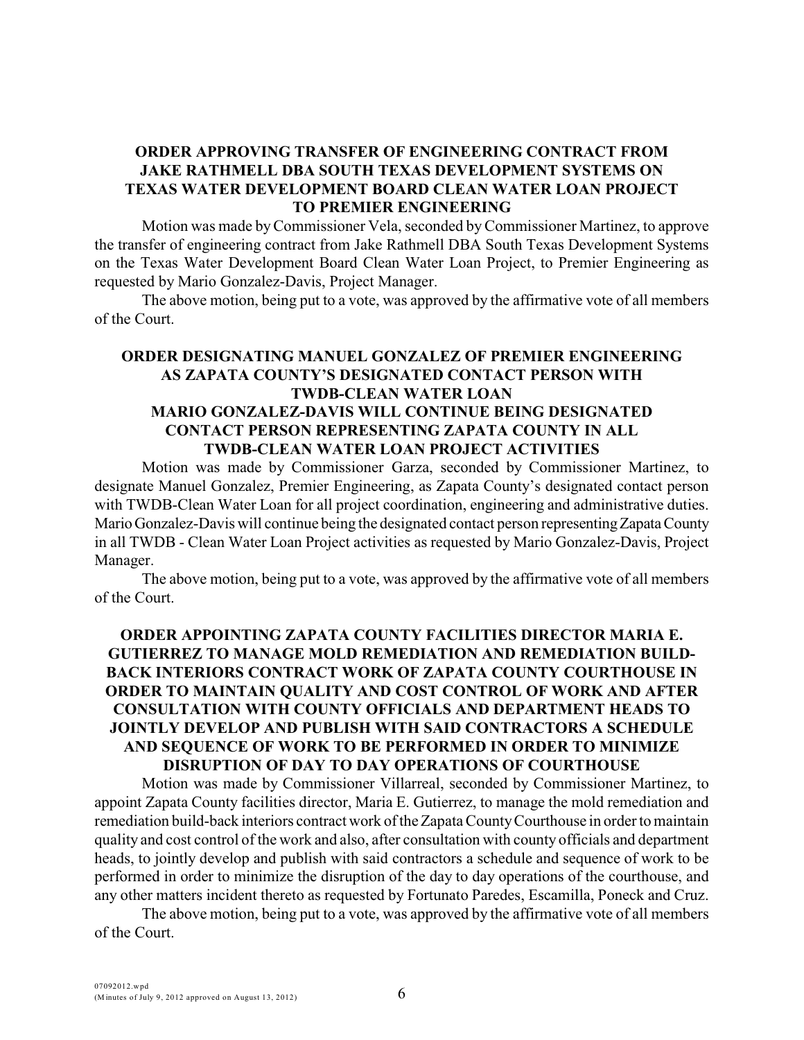**ORDER APPROVING TRANSFER OF ENGINEERING CONTRACT FROM JAKE RATHMELL DBA SOUTH TEXAS DEVELOPMENT SYSTEMS ON TEXAS WATER DEVELOPMENT BOARD CLEAN WATER LOAN PROJECT TO PREMIER ENGINEERING**

Motion was made by Commissioner Vela, seconded by Commissioner Martinez, to approve the transfer of engineering contract from Jake Rathmell DBA South Texas Development Systems on the Texas Water Development Board Clean Water Loan Project, to Premier Engineering as requested by Mario Gonzalez-Davis, Project Manager.

The above motion, being put to a vote, was approved by the affirmative vote of all members of the Court.

**ORDER DESIGNATING MANUEL GONZALEZ OF PREMIER ENGINEERING AS ZAPATA COUNTY'S DESIGNATED CONTACT PERSON WITH TWDB-CLEAN WATER LOAN MARIO GONZALEZ-DAVIS WILL CONTINUE BEING DESIGNATED CONTACT PERSON REPRESENTING ZAPATA COUNTY IN ALL TWDB-CLEAN WATER LOAN PROJECT ACTIVITIES**

Motion was made by Commissioner Garza, seconded by Commissioner Martinez, to designate Manuel Gonzalez, Premier Engineering, as Zapata County's designated contact person with TWDB-Clean Water Loan for all project coordination, engineering and administrative duties. Mario Gonzalez-Davis will continue being the designated contact person representing Zapata County in all TWDB - Clean Water Loan Project activities as requested by Mario Gonzalez-Davis, Project Manager.

The above motion, being put to a vote, was approved by the affirmative vote of all members of the Court.

**ORDER APPOINTING ZAPATA COUNTY FACILITIES DIRECTOR MARIA E. GUTIERREZ TO MANAGE MOLD REMEDIATION AND REMEDIATION BUILD-BACK INTERIORS CONTRACT WORK OF ZAPATA COUNTY COURTHOUSE IN ORDER TO MAINTAIN QUALITY AND COST CONTROL OF WORK AND AFTER CONSULTATION WITH COUNTY OFFICIALS AND DEPARTMENT HEADS TO JOINTLY DEVELOP AND PUBLISH WITH SAID CONTRACTORS A SCHEDULE AND SEQUENCE OF WORK TO BE PERFORMED IN ORDER TO MINIMIZE DISRUPTION OF DAY TO DAY OPERATIONS OF COURTHOUSE**

Motion was made by Commissioner Villarreal, seconded by Commissioner Martinez, to appoint Zapata County facilities director, Maria E. Gutierrez, to manage the mold remediation and remediation build-back interiors contract work of the Zapata County Courthouse in order to maintain quality and cost control of the work and also, after consultation with county officials and department heads, to jointly develop and publish with said contractors a schedule and sequence of work to be performed in order to minimize the disruption of the day to day operations of the courthouse, and any other matters incident thereto as requested by Fortunato Paredes, Escamilla, Poneck and Cruz.

The above motion, being put to a vote, was approved by the affirmative vote of all members of the Court.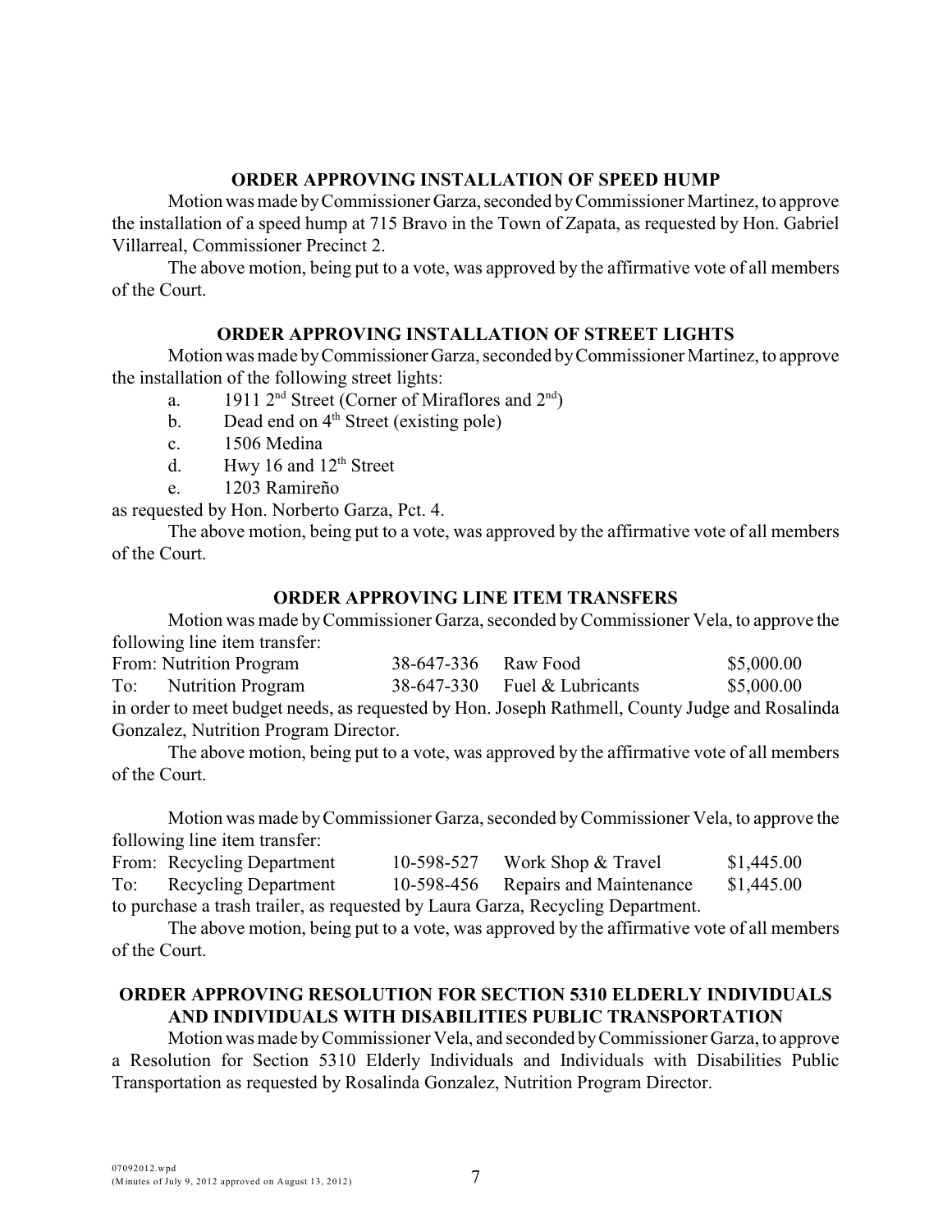### ORDER APPROVING INSTALLATION OF SPEED HUMP

Motion was made by Commissioner Garza, seconded by Commissioner Martinez, to approve the installation of a speed hump at 715 Bravo in the Town of Zapata, as requested by Hon. Gabriel Villarreal, Commissioner Precinct 2.

The above motion, being put to a vote, was approved by the affirmative vote of all members of the Court.

### ORDER APPROVING INSTALLATION OF STREET LIGHTS

Motion was made by Commissioner Garza, seconded by Commissioner Martinez, to approve the installation of the following street lights:

- a. 1911 2nd Street (Corner of Miraflores and 2nd)
- b. Dead end on 4th Street (existing pole)
- c. 1506 Medina
- d. Hwy 16 and 12th Street
- e. 1203 Ramireño

as requested by Hon. Norberto Garza, Pct. 4.

The above motion, being put to a vote, was approved by the affirmative vote of all members of the Court.

### ORDER APPROVING LINE ITEM TRANSFERS

Motion was made by Commissioner Garza, seconded by Commissioner Vela, to approve the following line item transfer:

| | | | | |
|---|---|---|---|---|
| From: | Nutrition Program | 38-647-336 | Raw Food | \$5,000.00 |
| To: | Nutrition Program | 38-647-330 | Fuel & Lubricants | \$5,000.00 |

in order to meet budget needs, as requested by Hon. Joseph Rathmell, County Judge and Rosalinda Gonzalez, Nutrition Program Director.

The above motion, being put to a vote, was approved by the affirmative vote of all members of the Court.

Motion was made by Commissioner Garza, seconded by Commissioner Vela, to approve the following line item transfer:

| | | | | |
|---|---|---|---|---|
| From: | Recycling Department | 10-598-527 | Work Shop & Travel | \$1,445.00 |
| To: | Recycling Department | 10-598-456 | Repairs and Maintenance | \$1,445.00 |

to purchase a trash trailer, as requested by Laura Garza, Recycling Department.

The above motion, being put to a vote, was approved by the affirmative vote of all members of the Court.

### ORDER APPROVING RESOLUTION FOR SECTION 5310 ELDERLY INDIVIDUALS AND INDIVIDUALS WITH DISABILITIES PUBLIC TRANSPORTATION

Motion was made by Commissioner Vela, and seconded by Commissioner Garza, to approve a Resolution for Section 5310 Elderly Individuals and Individuals with Disabilities Public Transportation as requested by Rosalinda Gonzalez, Nutrition Program Director.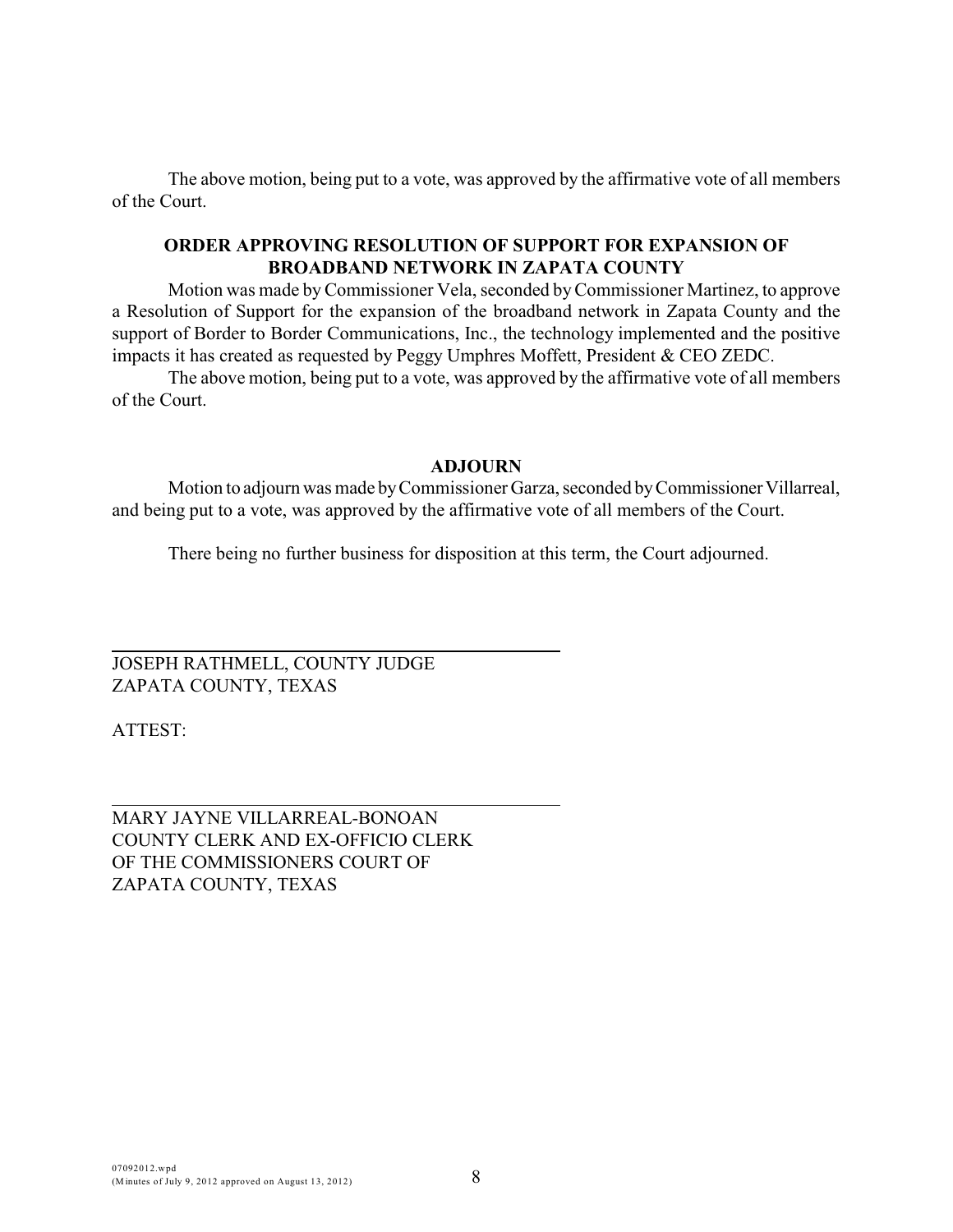The above motion, being put to a vote, was approved by the affirmative vote of all members of the Court.

### ORDER APPROVING RESOLUTION OF SUPPORT FOR EXPANSION OF BROADBAND NETWORK IN ZAPATA COUNTY

Motion was made by Commissioner Vela, seconded by Commissioner Martinez, to approve a Resolution of Support for the expansion of the broadband network in Zapata County and the support of Border to Border Communications, Inc., the technology implemented and the positive impacts it has created as requested by Peggy Umphres Moffett, President & CEO ZEDC.

The above motion, being put to a vote, was approved by the affirmative vote of all members of the Court.

### ADJOURN

Motion to adjourn was made by Commissioner Garza, seconded by Commissioner Villarreal, and being put to a vote, was approved by the affirmative vote of all members of the Court.

There being no further business for disposition at this term, the Court adjourned.

JOSEPH RATHMELL, COUNTY JUDGE
ZAPATA COUNTY, TEXAS

ATTEST:

MARY JAYNE VILLARREAL-BONOAN
COUNTY CLERK AND EX-OFFICIO CLERK
OF THE COMMISSIONERS COURT OF
ZAPATA COUNTY, TEXAS

07092012.wpd
(Minutes of July 9, 2012 approved on August 13, 2012)